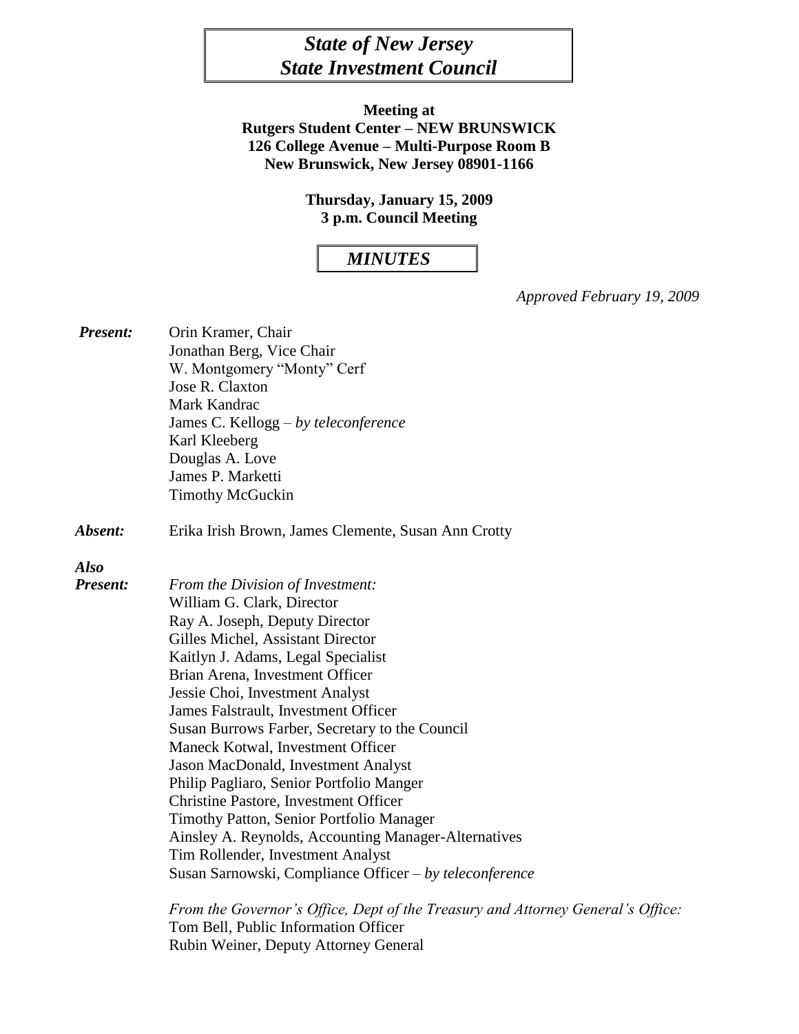# *State of New Jersey*
# *State Investment Council*

**Meeting at**
**Rutgers Student Center – NEW BRUNSWICK**
**126 College Avenue – Multi-Purpose Room B**
**New Brunswick, New Jersey 08901-1166**

**Thursday, January 15, 2009**
**3 p.m. Council Meeting**

## *MINUTES*

*Approved February 19, 2009*

***Present:***
Orin Kramer, Chair
Jonathan Berg, Vice Chair
W. Montgomery "Monty" Cerf
Jose R. Claxton
Mark Kandrac
James C. Kellogg – *by teleconference*
Karl Kleeberg
Douglas A. Love
James P. Marketti
Timothy McGuckin

***Absent:*** Erika Irish Brown, James Clemente, Susan Ann Crotty

***Also Present:***

*From the Division of Investment:*
William G. Clark, Director
Ray A. Joseph, Deputy Director
Gilles Michel, Assistant Director
Kaitlyn J. Adams, Legal Specialist
Brian Arena, Investment Officer
Jessie Choi, Investment Analyst
James Falstrault, Investment Officer
Susan Burrows Farber, Secretary to the Council
Maneck Kotwal, Investment Officer
Jason MacDonald, Investment Analyst
Philip Pagliaro, Senior Portfolio Manger
Christine Pastore, Investment Officer
Timothy Patton, Senior Portfolio Manager
Ainsley A. Reynolds, Accounting Manager-Alternatives
Tim Rollender, Investment Analyst
Susan Sarnowski, Compliance Officer – *by teleconference*

*From the Governor's Office, Dept of the Treasury and Attorney General's Office:*
Tom Bell, Public Information Officer
Rubin Weiner, Deputy Attorney General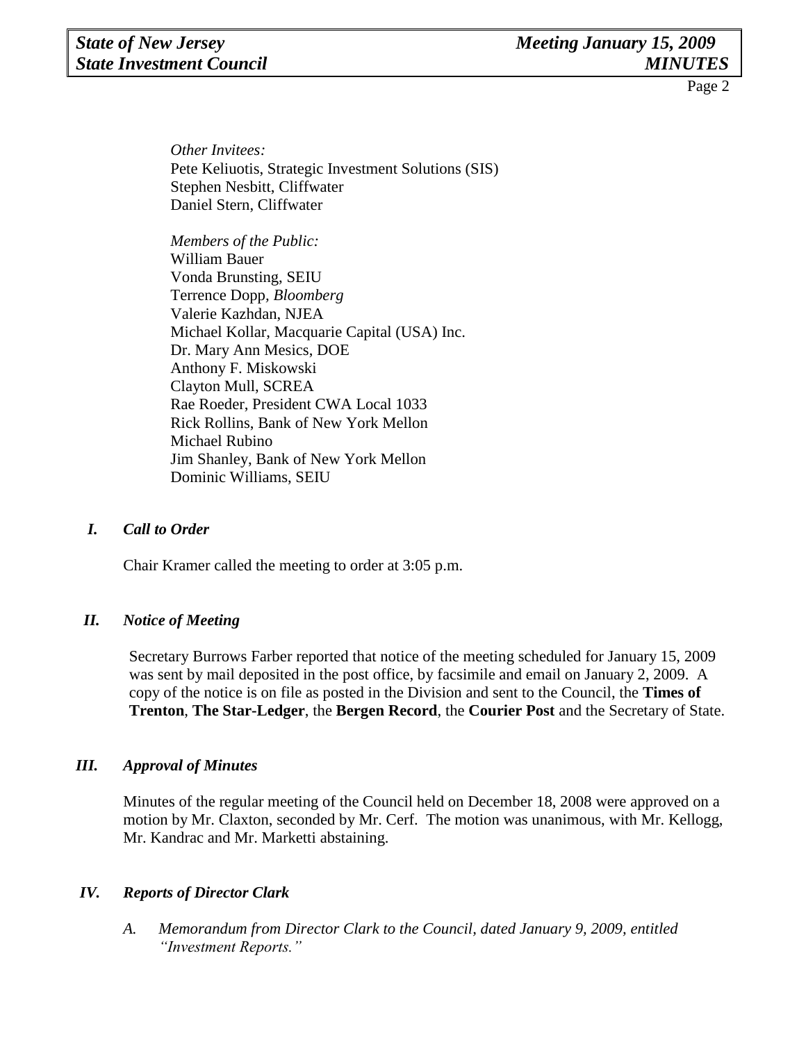*Other Invitees:*
Pete Keliuotis, Strategic Investment Solutions (SIS)
Stephen Nesbitt, Cliffwater
Daniel Stern, Cliffwater

*Members of the Public:*
William Bauer
Vonda Brunsting, SEIU
Terrence Dopp, *Bloomberg*
Valerie Kazhdan, NJEA
Michael Kollar, Macquarie Capital (USA) Inc.
Dr. Mary Ann Mesics, DOE
Anthony F. Miskowski
Clayton Mull, SCREA
Rae Roeder, President CWA Local 1033
Rick Rollins, Bank of New York Mellon
Michael Rubino
Jim Shanley, Bank of New York Mellon
Dominic Williams, SEIU

## *I. Call to Order*

Chair Kramer called the meeting to order at 3:05 p.m.

## *II. Notice of Meeting*

Secretary Burrows Farber reported that notice of the meeting scheduled for January 15, 2009 was sent by mail deposited in the post office, by facsimile and email on January 2, 2009. A copy of the notice is on file as posted in the Division and sent to the Council, the **Times of Trenton**, **The Star-Ledger**, the **Bergen Record**, the **Courier Post** and the Secretary of State.

## *III. Approval of Minutes*

Minutes of the regular meeting of the Council held on December 18, 2008 were approved on a motion by Mr. Claxton, seconded by Mr. Cerf. The motion was unanimous, with Mr. Kellogg, Mr. Kandrac and Mr. Marketti abstaining.

## *IV. Reports of Director Clark*

*A. Memorandum from Director Clark to the Council, dated January 9, 2009, entitled "Investment Reports."*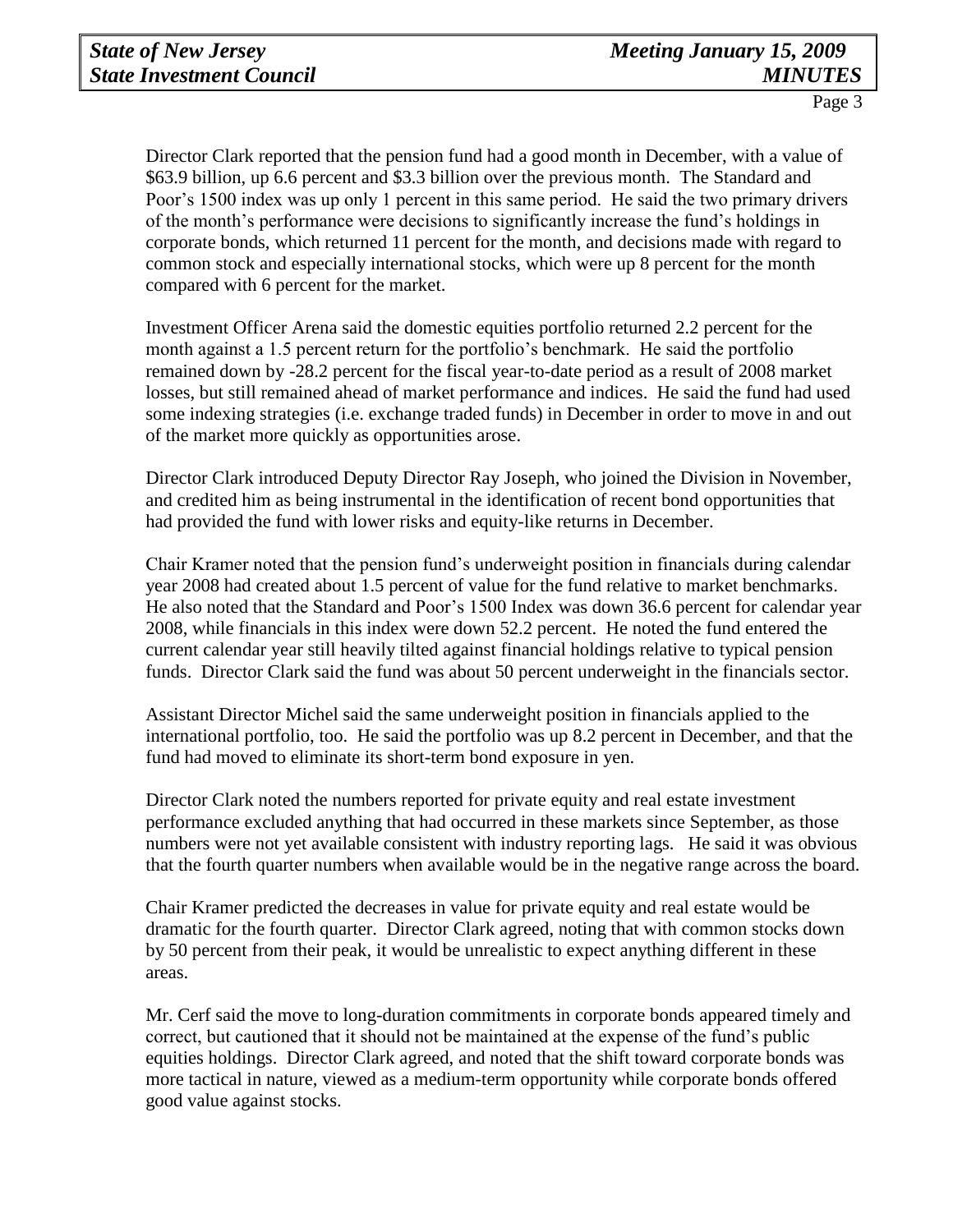Director Clark reported that the pension fund had a good month in December, with a value of $63.9 billion, up 6.6 percent and $3.3 billion over the previous month. The Standard and Poor's 1500 index was up only 1 percent in this same period. He said the two primary drivers of the month's performance were decisions to significantly increase the fund's holdings in corporate bonds, which returned 11 percent for the month, and decisions made with regard to common stock and especially international stocks, which were up 8 percent for the month compared with 6 percent for the market.

Investment Officer Arena said the domestic equities portfolio returned 2.2 percent for the month against a 1.5 percent return for the portfolio's benchmark. He said the portfolio remained down by -28.2 percent for the fiscal year-to-date period as a result of 2008 market losses, but still remained ahead of market performance and indices. He said the fund had used some indexing strategies (i.e. exchange traded funds) in December in order to move in and out of the market more quickly as opportunities arose.

Director Clark introduced Deputy Director Ray Joseph, who joined the Division in November, and credited him as being instrumental in the identification of recent bond opportunities that had provided the fund with lower risks and equity-like returns in December.

Chair Kramer noted that the pension fund's underweight position in financials during calendar year 2008 had created about 1.5 percent of value for the fund relative to market benchmarks. He also noted that the Standard and Poor's 1500 Index was down 36.6 percent for calendar year 2008, while financials in this index were down 52.2 percent. He noted the fund entered the current calendar year still heavily tilted against financial holdings relative to typical pension funds. Director Clark said the fund was about 50 percent underweight in the financials sector.

Assistant Director Michel said the same underweight position in financials applied to the international portfolio, too. He said the portfolio was up 8.2 percent in December, and that the fund had moved to eliminate its short-term bond exposure in yen.

Director Clark noted the numbers reported for private equity and real estate investment performance excluded anything that had occurred in these markets since September, as those numbers were not yet available consistent with industry reporting lags. He said it was obvious that the fourth quarter numbers when available would be in the negative range across the board.

Chair Kramer predicted the decreases in value for private equity and real estate would be dramatic for the fourth quarter. Director Clark agreed, noting that with common stocks down by 50 percent from their peak, it would be unrealistic to expect anything different in these areas.

Mr. Cerf said the move to long-duration commitments in corporate bonds appeared timely and correct, but cautioned that it should not be maintained at the expense of the fund's public equities holdings. Director Clark agreed, and noted that the shift toward corporate bonds was more tactical in nature, viewed as a medium-term opportunity while corporate bonds offered good value against stocks.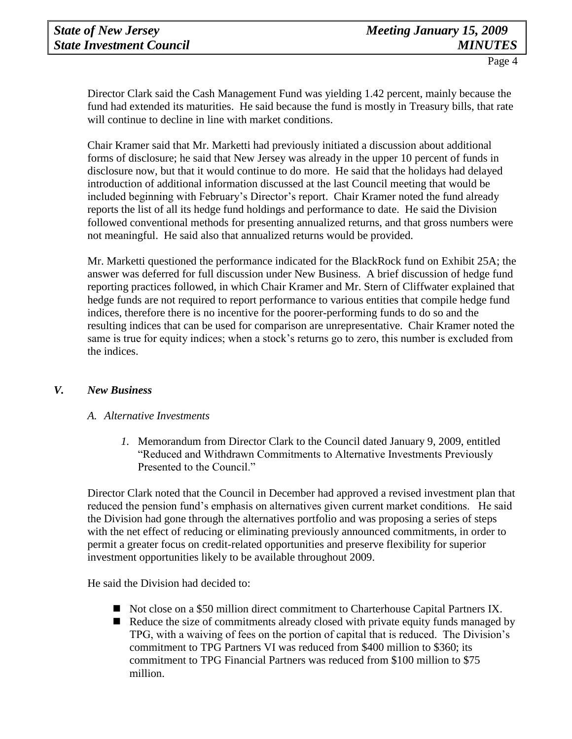Director Clark said the Cash Management Fund was yielding 1.42 percent, mainly because the fund had extended its maturities. He said because the fund is mostly in Treasury bills, that rate will continue to decline in line with market conditions.

Chair Kramer said that Mr. Marketti had previously initiated a discussion about additional forms of disclosure; he said that New Jersey was already in the upper 10 percent of funds in disclosure now, but that it would continue to do more. He said that the holidays had delayed introduction of additional information discussed at the last Council meeting that would be included beginning with February's Director's report. Chair Kramer noted the fund already reports the list of all its hedge fund holdings and performance to date. He said the Division followed conventional methods for presenting annualized returns, and that gross numbers were not meaningful. He said also that annualized returns would be provided.

Mr. Marketti questioned the performance indicated for the BlackRock fund on Exhibit 25A; the answer was deferred for full discussion under New Business. A brief discussion of hedge fund reporting practices followed, in which Chair Kramer and Mr. Stern of Cliffwater explained that hedge funds are not required to report performance to various entities that compile hedge fund indices, therefore there is no incentive for the poorer-performing funds to do so and the resulting indices that can be used for comparison are unrepresentative. Chair Kramer noted the same is true for equity indices; when a stock's returns go to zero, this number is excluded from the indices.

## *V. New Business*

### *A. Alternative Investments*

*1.* Memorandum from Director Clark to the Council dated January 9, 2009, entitled "Reduced and Withdrawn Commitments to Alternative Investments Previously Presented to the Council."

Director Clark noted that the Council in December had approved a revised investment plan that reduced the pension fund's emphasis on alternatives given current market conditions. He said the Division had gone through the alternatives portfolio and was proposing a series of steps with the net effect of reducing or eliminating previously announced commitments, in order to permit a greater focus on credit-related opportunities and preserve flexibility for superior investment opportunities likely to be available throughout 2009.

He said the Division had decided to:

- Not close on a $50 million direct commitment to Charterhouse Capital Partners IX.
- Reduce the size of commitments already closed with private equity funds managed by TPG, with a waiving of fees on the portion of capital that is reduced. The Division's commitment to TPG Partners VI was reduced from $400 million to $360; its commitment to TPG Financial Partners was reduced from $100 million to $75 million.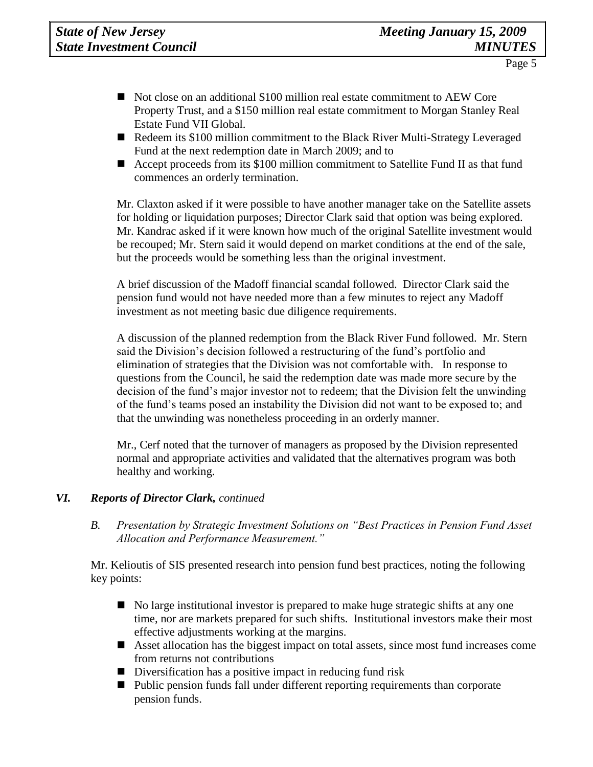- Not close on an additional $100 million real estate commitment to AEW Core Property Trust, and a $150 million real estate commitment to Morgan Stanley Real Estate Fund VII Global.
- Redeem its $100 million commitment to the Black River Multi-Strategy Leveraged Fund at the next redemption date in March 2009; and to
- Accept proceeds from its $100 million commitment to Satellite Fund II as that fund commences an orderly termination.

Mr. Claxton asked if it were possible to have another manager take on the Satellite assets for holding or liquidation purposes; Director Clark said that option was being explored. Mr. Kandrac asked if it were known how much of the original Satellite investment would be recouped; Mr. Stern said it would depend on market conditions at the end of the sale, but the proceeds would be something less than the original investment.

A brief discussion of the Madoff financial scandal followed. Director Clark said the pension fund would not have needed more than a few minutes to reject any Madoff investment as not meeting basic due diligence requirements.

A discussion of the planned redemption from the Black River Fund followed. Mr. Stern said the Division's decision followed a restructuring of the fund's portfolio and elimination of strategies that the Division was not comfortable with. In response to questions from the Council, he said the redemption date was made more secure by the decision of the fund's major investor not to redeem; that the Division felt the unwinding of the fund's teams posed an instability the Division did not want to be exposed to; and that the unwinding was nonetheless proceeding in an orderly manner.

Mr., Cerf noted that the turnover of managers as proposed by the Division represented normal and appropriate activities and validated that the alternatives program was both healthy and working.

## *VI. Reports of Director Clark, continued*

### *B. Presentation by Strategic Investment Solutions on "Best Practices in Pension Fund Asset Allocation and Performance Measurement."*

Mr. Kelioutis of SIS presented research into pension fund best practices, noting the following key points:

- No large institutional investor is prepared to make huge strategic shifts at any one time, nor are markets prepared for such shifts. Institutional investors make their most effective adjustments working at the margins.
- Asset allocation has the biggest impact on total assets, since most fund increases come from returns not contributions
- Diversification has a positive impact in reducing fund risk
- Public pension funds fall under different reporting requirements than corporate pension funds.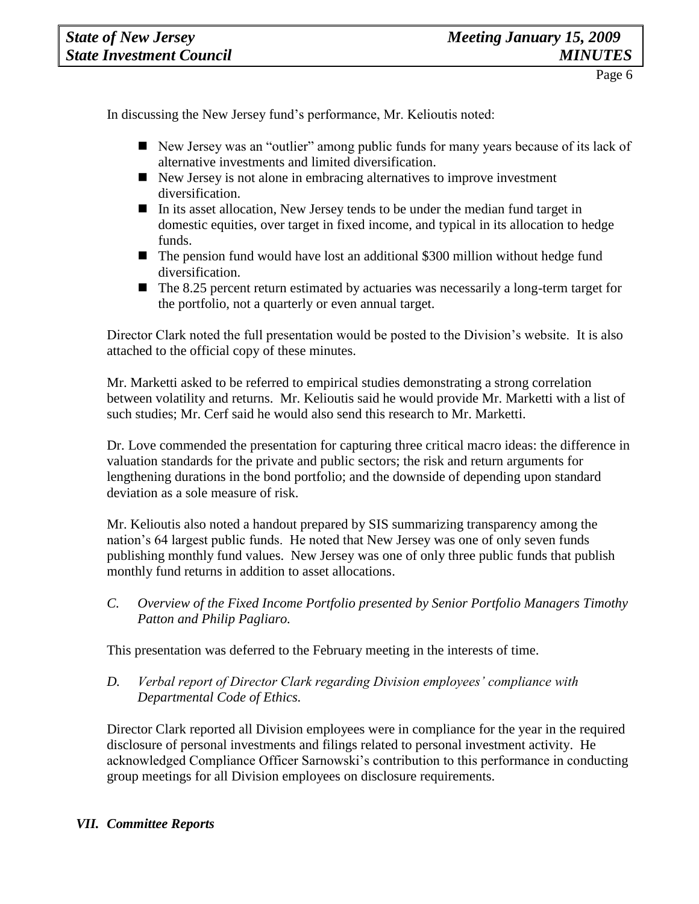In discussing the New Jersey fund's performance, Mr. Kelioutis noted:

- New Jersey was an "outlier" among public funds for many years because of its lack of alternative investments and limited diversification.
- New Jersey is not alone in embracing alternatives to improve investment diversification.
- In its asset allocation, New Jersey tends to be under the median fund target in domestic equities, over target in fixed income, and typical in its allocation to hedge funds.
- The pension fund would have lost an additional $300 million without hedge fund diversification.
- The 8.25 percent return estimated by actuaries was necessarily a long-term target for the portfolio, not a quarterly or even annual target.

Director Clark noted the full presentation would be posted to the Division's website. It is also attached to the official copy of these minutes.

Mr. Marketti asked to be referred to empirical studies demonstrating a strong correlation between volatility and returns. Mr. Kelioutis said he would provide Mr. Marketti with a list of such studies; Mr. Cerf said he would also send this research to Mr. Marketti.

Dr. Love commended the presentation for capturing three critical macro ideas: the difference in valuation standards for the private and public sectors; the risk and return arguments for lengthening durations in the bond portfolio; and the downside of depending upon standard deviation as a sole measure of risk.

Mr. Kelioutis also noted a handout prepared by SIS summarizing transparency among the nation's 64 largest public funds. He noted that New Jersey was one of only seven funds publishing monthly fund values. New Jersey was one of only three public funds that publish monthly fund returns in addition to asset allocations.

*C. Overview of the Fixed Income Portfolio presented by Senior Portfolio Managers Timothy Patton and Philip Pagliaro.*

This presentation was deferred to the February meeting in the interests of time.

*D. Verbal report of Director Clark regarding Division employees' compliance with Departmental Code of Ethics.*

Director Clark reported all Division employees were in compliance for the year in the required disclosure of personal investments and filings related to personal investment activity. He acknowledged Compliance Officer Sarnowski's contribution to this performance in conducting group meetings for all Division employees on disclosure requirements.

## *VII. Committee Reports*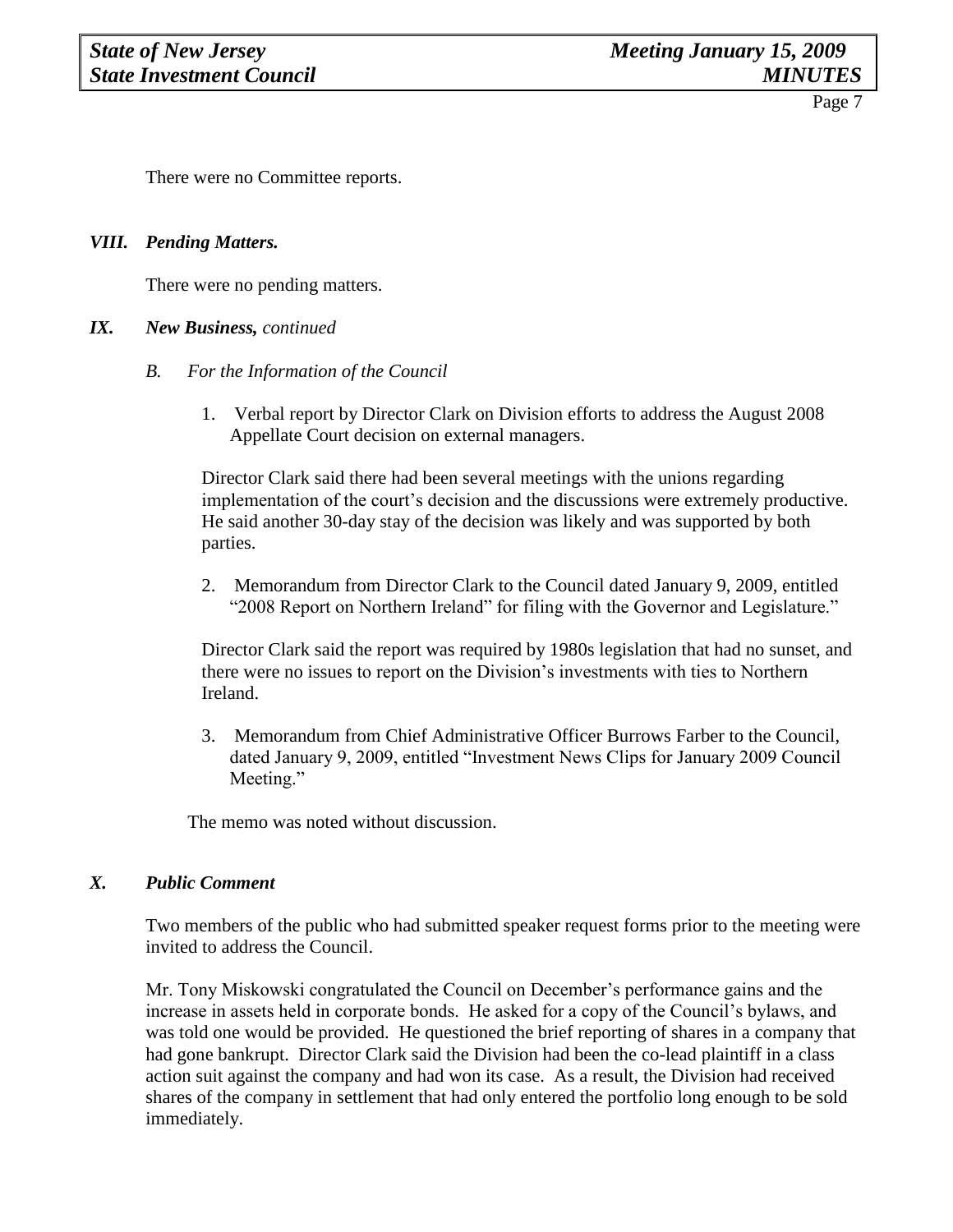There were no Committee reports.

### *VIII. Pending Matters.*

There were no pending matters.

### *IX. New Business, continued*

*B. For the Information of the Council*

1. Verbal report by Director Clark on Division efforts to address the August 2008 Appellate Court decision on external managers.

Director Clark said there had been several meetings with the unions regarding implementation of the court's decision and the discussions were extremely productive. He said another 30-day stay of the decision was likely and was supported by both parties.

2. Memorandum from Director Clark to the Council dated January 9, 2009, entitled "2008 Report on Northern Ireland" for filing with the Governor and Legislature."

Director Clark said the report was required by 1980s legislation that had no sunset, and there were no issues to report on the Division's investments with ties to Northern Ireland.

3. Memorandum from Chief Administrative Officer Burrows Farber to the Council, dated January 9, 2009, entitled "Investment News Clips for January 2009 Council Meeting."

The memo was noted without discussion.

### *X. Public Comment*

Two members of the public who had submitted speaker request forms prior to the meeting were invited to address the Council.

Mr. Tony Miskowski congratulated the Council on December's performance gains and the increase in assets held in corporate bonds. He asked for a copy of the Council's bylaws, and was told one would be provided. He questioned the brief reporting of shares in a company that had gone bankrupt. Director Clark said the Division had been the co-lead plaintiff in a class action suit against the company and had won its case. As a result, the Division had received shares of the company in settlement that had only entered the portfolio long enough to be sold immediately.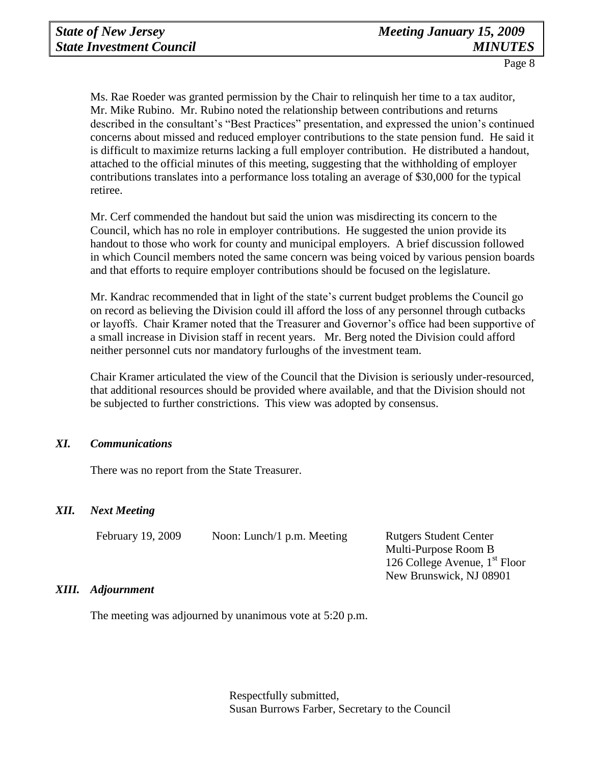Ms. Rae Roeder was granted permission by the Chair to relinquish her time to a tax auditor, Mr. Mike Rubino. Mr. Rubino noted the relationship between contributions and returns described in the consultant's "Best Practices" presentation, and expressed the union's continued concerns about missed and reduced employer contributions to the state pension fund. He said it is difficult to maximize returns lacking a full employer contribution. He distributed a handout, attached to the official minutes of this meeting, suggesting that the withholding of employer contributions translates into a performance loss totaling an average of $30,000 for the typical retiree.

Mr. Cerf commended the handout but said the union was misdirecting its concern to the Council, which has no role in employer contributions. He suggested the union provide its handout to those who work for county and municipal employers. A brief discussion followed in which Council members noted the same concern was being voiced by various pension boards and that efforts to require employer contributions should be focused on the legislature.

Mr. Kandrac recommended that in light of the state's current budget problems the Council go on record as believing the Division could ill afford the loss of any personnel through cutbacks or layoffs. Chair Kramer noted that the Treasurer and Governor's office had been supportive of a small increase in Division staff in recent years. Mr. Berg noted the Division could afford neither personnel cuts nor mandatory furloughs of the investment team.

Chair Kramer articulated the view of the Council that the Division is seriously under-resourced, that additional resources should be provided where available, and that the Division should not be subjected to further constrictions. This view was adopted by consensus.

## *XI. Communications*

There was no report from the State Treasurer.

## *XII. Next Meeting*

February 19, 2009 — Noon: Lunch/1 p.m. Meeting — Rutgers Student Center
Multi-Purpose Room B
126 College Avenue, 1st Floor
New Brunswick, NJ 08901

## *XIII. Adjournment*

The meeting was adjourned by unanimous vote at 5:20 p.m.

Respectfully submitted,
Susan Burrows Farber, Secretary to the Council